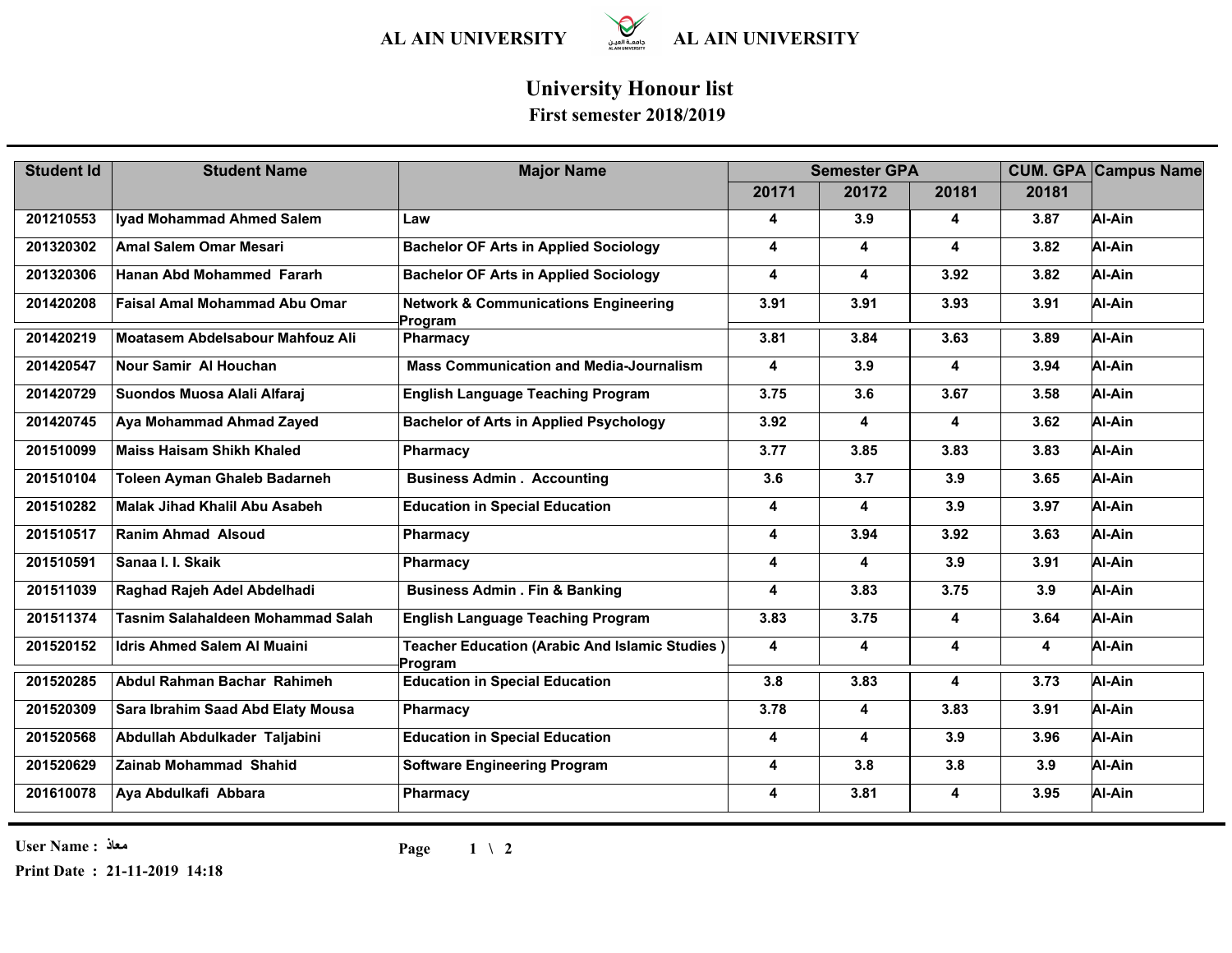AL AIN UNIVERSITY AL AIN UNIVERSITY

# University Honour list

## First semester 2018/2019

| Student Id | Student Name | Major Name | Semester GPA | | | CUM. GPA | Campus Name |
|---|---|---|---|---|---|---|---|
| | | | 20171 | 20172 | 20181 | 20181 | |
| 201210553 | Iyad Mohammad Ahmed Salem | Law | 4 | 3.9 | 4 | 3.87 | Al-Ain |
| 201320302 | Amal Salem Omar Mesari | Bachelor OF Arts in Applied Sociology | 4 | 4 | 4 | 3.82 | Al-Ain |
| 201320306 | Hanan Abd Mohammed Fararh | Bachelor OF Arts in Applied Sociology | 4 | 4 | 3.92 | 3.82 | Al-Ain |
| 201420208 | Faisal Amal Mohammad Abu Omar | Network & Communications Engineering Program | 3.91 | 3.91 | 3.93 | 3.91 | Al-Ain |
| 201420219 | Moatasem Abdelsabour Mahfouz Ali | Pharmacy | 3.81 | 3.84 | 3.63 | 3.89 | Al-Ain |
| 201420547 | Nour Samir Al Houchan | Mass Communication and Media-Journalism | 4 | 3.9 | 4 | 3.94 | Al-Ain |
| 201420729 | Suondos Muosa Alali Alfaraj | English Language Teaching Program | 3.75 | 3.6 | 3.67 | 3.58 | Al-Ain |
| 201420745 | Aya Mohammad Ahmad Zayed | Bachelor of Arts in Applied Psychology | 3.92 | 4 | 4 | 3.62 | Al-Ain |
| 201510099 | Maiss Haisam Shikh Khaled | Pharmacy | 3.77 | 3.85 | 3.83 | 3.83 | Al-Ain |
| 201510104 | Toleen Ayman Ghaleb Badarneh | Business Admin . Accounting | 3.6 | 3.7 | 3.9 | 3.65 | Al-Ain |
| 201510282 | Malak Jihad Khalil Abu Asabeh | Education in Special Education | 4 | 4 | 3.9 | 3.97 | Al-Ain |
| 201510517 | Ranim Ahmad Alsoud | Pharmacy | 4 | 3.94 | 3.92 | 3.63 | Al-Ain |
| 201510591 | Sanaa I. I. Skaik | Pharmacy | 4 | 4 | 3.9 | 3.91 | Al-Ain |
| 201511039 | Raghad Rajeh Adel Abdelhadi | Business Admin . Fin & Banking | 4 | 3.83 | 3.75 | 3.9 | Al-Ain |
| 201511374 | Tasnim Salahaldeen Mohammad Salah | English Language Teaching Program | 3.83 | 3.75 | 4 | 3.64 | Al-Ain |
| 201520152 | Idris Ahmed Salem Al Muaini | Teacher Education (Arabic And Islamic Studies ) Program | 4 | 4 | 4 | 4 | Al-Ain |
| 201520285 | Abdul Rahman Bachar Rahimeh | Education in Special Education | 3.8 | 3.83 | 4 | 3.73 | Al-Ain |
| 201520309 | Sara Ibrahim Saad Abd Elaty Mousa | Pharmacy | 3.78 | 4 | 3.83 | 3.91 | Al-Ain |
| 201520568 | Abdullah Abdulkader Taljabini | Education in Special Education | 4 | 4 | 3.9 | 3.96 | Al-Ain |
| 201520629 | Zainab Mohammad Shahid | Software Engineering Program | 4 | 3.8 | 3.8 | 3.9 | Al-Ain |
| 201610078 | Aya Abdulkafi Abbara | Pharmacy | 4 | 3.81 | 4 | 3.95 | Al-Ain |

User Name : معاذ

Print Date : 21-11-2019 14:18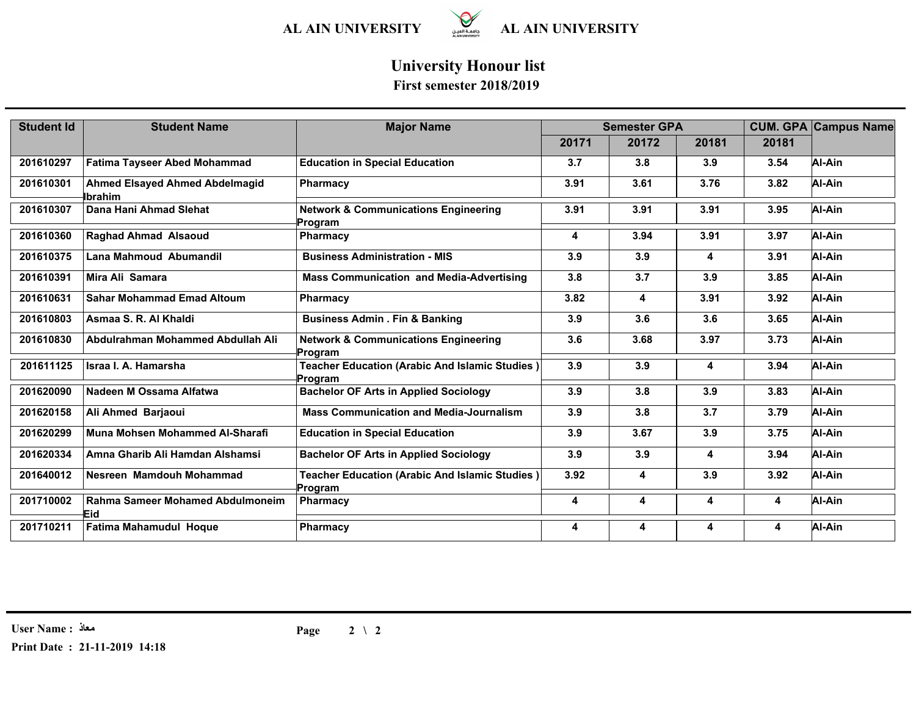# University Honour list

## First semester 2018/2019

| Student Id | Student Name | Major Name | Semester GPA | | | CUM. GPA | Campus Name |
|---|---|---|---|---|---|---|---|
| | | | 20171 | 20172 | 20181 | 20181 | |
| 201610297 | Fatima Tayseer Abed Mohammad | Education in Special Education | 3.7 | 3.8 | 3.9 | 3.54 | Al-Ain |
| 201610301 | Ahmed Elsayed Ahmed Abdelmagid Ibrahim | Pharmacy | 3.91 | 3.61 | 3.76 | 3.82 | Al-Ain |
| 201610307 | Dana Hani Ahmad Slehat | Network & Communications Engineering Program | 3.91 | 3.91 | 3.91 | 3.95 | Al-Ain |
| 201610360 | Raghad Ahmad Alsaoud | Pharmacy | 4 | 3.94 | 3.91 | 3.97 | Al-Ain |
| 201610375 | Lana Mahmoud Abumandil | Business Administration - MIS | 3.9 | 3.9 | 4 | 3.91 | Al-Ain |
| 201610391 | Mira Ali Samara | Mass Communication and Media-Advertising | 3.8 | 3.7 | 3.9 | 3.85 | Al-Ain |
| 201610631 | Sahar Mohammad Emad Altoum | Pharmacy | 3.82 | 4 | 3.91 | 3.92 | Al-Ain |
| 201610803 | Asmaa S. R. Al Khaldi | Business Admin . Fin & Banking | 3.9 | 3.6 | 3.6 | 3.65 | Al-Ain |
| 201610830 | Abdulrahman Mohammed Abdullah Ali | Network & Communications Engineering Program | 3.6 | 3.68 | 3.97 | 3.73 | Al-Ain |
| 201611125 | Israa I. A. Hamarsha | Teacher Education (Arabic And Islamic Studies ) Program | 3.9 | 3.9 | 4 | 3.94 | Al-Ain |
| 201620090 | Nadeen M Ossama Alfatwa | Bachelor OF Arts in Applied Sociology | 3.9 | 3.8 | 3.9 | 3.83 | Al-Ain |
| 201620158 | Ali Ahmed Barjaoui | Mass Communication and Media-Journalism | 3.9 | 3.8 | 3.7 | 3.79 | Al-Ain |
| 201620299 | Muna Mohsen Mohammed Al-Sharafi | Education in Special Education | 3.9 | 3.67 | 3.9 | 3.75 | Al-Ain |
| 201620334 | Amna Gharib Ali Hamdan Alshamsi | Bachelor OF Arts in Applied Sociology | 3.9 | 3.9 | 4 | 3.94 | Al-Ain |
| 201640012 | Nesreen Mamdouh Mohammad | Teacher Education (Arabic And Islamic Studies ) Program | 3.92 | 4 | 3.9 | 3.92 | Al-Ain |
| 201710002 | Rahma Sameer Mohamed Abdulmoneim Eid | Pharmacy | 4 | 4 | 4 | 4 | Al-Ain |
| 201710211 | Fatima Mahamudul Hoque | Pharmacy | 4 | 4 | 4 | 4 | Al-Ain |

User Name : معاذ

Print Date : 21-11-2019 14:18